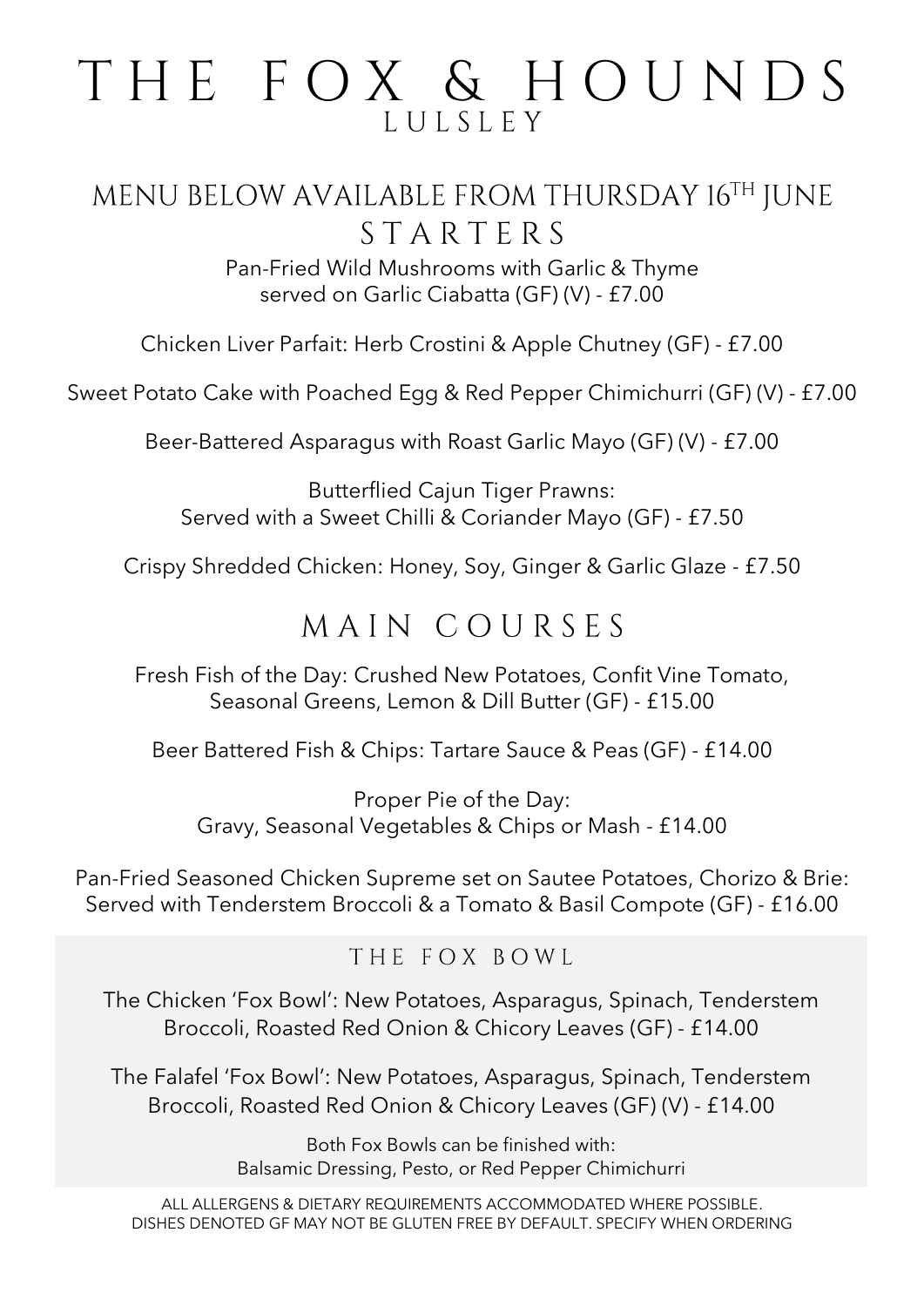# THE FOX & HOUNDS
## LULSLEY

## MENU BELOW AVAILABLE FROM THURSDAY 16TH JUNE

## STARTERS

Pan-Fried Wild Mushrooms with Garlic & Thyme
served on Garlic Ciabatta (GF) (V) - £7.00

Chicken Liver Parfait: Herb Crostini & Apple Chutney (GF) - £7.00

Sweet Potato Cake with Poached Egg & Red Pepper Chimichurri (GF) (V) - £7.00

Beer-Battered Asparagus with Roast Garlic Mayo (GF) (V) - £7.00

Butterflied Cajun Tiger Prawns:
Served with a Sweet Chilli & Coriander Mayo (GF) - £7.50

Crispy Shredded Chicken: Honey, Soy, Ginger & Garlic Glaze - £7.50

## MAIN COURSES

Fresh Fish of the Day: Crushed New Potatoes, Confit Vine Tomato,
Seasonal Greens, Lemon & Dill Butter (GF) - £15.00

Beer Battered Fish & Chips: Tartare Sauce & Peas (GF) - £14.00

Proper Pie of the Day:
Gravy, Seasonal Vegetables & Chips or Mash - £14.00

Pan-Fried Seasoned Chicken Supreme set on Sautee Potatoes, Chorizo & Brie:
Served with Tenderstem Broccoli & a Tomato & Basil Compote (GF) - £16.00

### THE FOX BOWL

The Chicken 'Fox Bowl': New Potatoes, Asparagus, Spinach, Tenderstem
Broccoli, Roasted Red Onion & Chicory Leaves (GF) - £14.00

The Falafel 'Fox Bowl': New Potatoes, Asparagus, Spinach, Tenderstem
Broccoli, Roasted Red Onion & Chicory Leaves (GF) (V) - £14.00

Both Fox Bowls can be finished with:
Balsamic Dressing, Pesto, or Red Pepper Chimichurri

ALL ALLERGENS & DIETARY REQUIREMENTS ACCOMMODATED WHERE POSSIBLE.
DISHES DENOTED GF MAY NOT BE GLUTEN FREE BY DEFAULT. SPECIFY WHEN ORDERING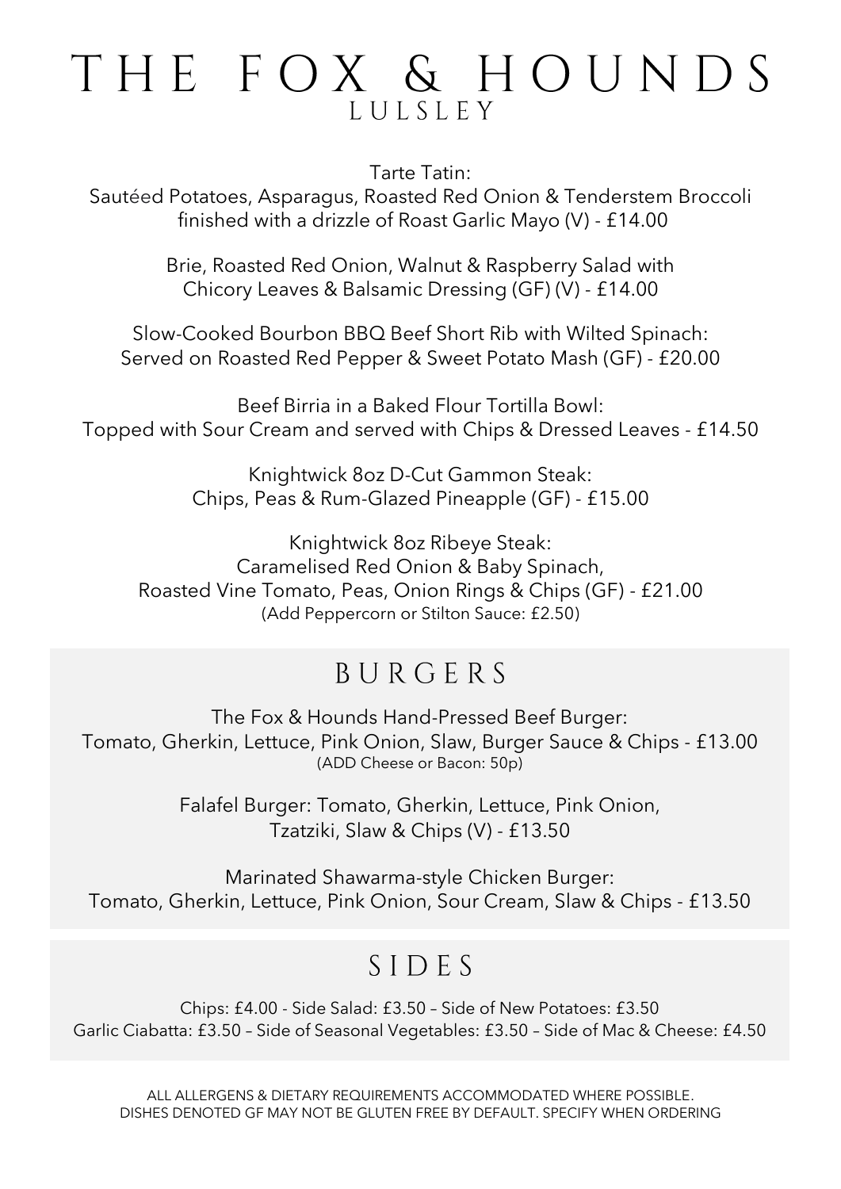# THE FOX & HOUNDS
LULSLEY

Tarte Tatin:
Sautéed Potatoes, Asparagus, Roasted Red Onion & Tenderstem Broccoli finished with a drizzle of Roast Garlic Mayo (V) - £14.00

Brie, Roasted Red Onion, Walnut & Raspberry Salad with Chicory Leaves & Balsamic Dressing (GF) (V) - £14.00

Slow-Cooked Bourbon BBQ Beef Short Rib with Wilted Spinach:
Served on Roasted Red Pepper & Sweet Potato Mash (GF) - £20.00

Beef Birria in a Baked Flour Tortilla Bowl:
Topped with Sour Cream and served with Chips & Dressed Leaves - £14.50

Knightwick 8oz D-Cut Gammon Steak:
Chips, Peas & Rum-Glazed Pineapple (GF) - £15.00

Knightwick 8oz Ribeye Steak:
Caramelised Red Onion & Baby Spinach,
Roasted Vine Tomato, Peas, Onion Rings & Chips (GF) - £21.00
(Add Peppercorn or Stilton Sauce: £2.50)

## BURGERS

The Fox & Hounds Hand-Pressed Beef Burger:
Tomato, Gherkin, Lettuce, Pink Onion, Slaw, Burger Sauce & Chips - £13.00
(ADD Cheese or Bacon: 50p)

Falafel Burger: Tomato, Gherkin, Lettuce, Pink Onion, Tzatziki, Slaw & Chips (V) - £13.50

Marinated Shawarma-style Chicken Burger:
Tomato, Gherkin, Lettuce, Pink Onion, Sour Cream, Slaw & Chips - £13.50

## SIDES

Chips: £4.00 - Side Salad: £3.50 – Side of New Potatoes: £3.50
Garlic Ciabatta: £3.50 – Side of Seasonal Vegetables: £3.50 – Side of Mac & Cheese: £4.50

ALL ALLERGENS & DIETARY REQUIREMENTS ACCOMMODATED WHERE POSSIBLE.
DISHES DENOTED GF MAY NOT BE GLUTEN FREE BY DEFAULT. SPECIFY WHEN ORDERING